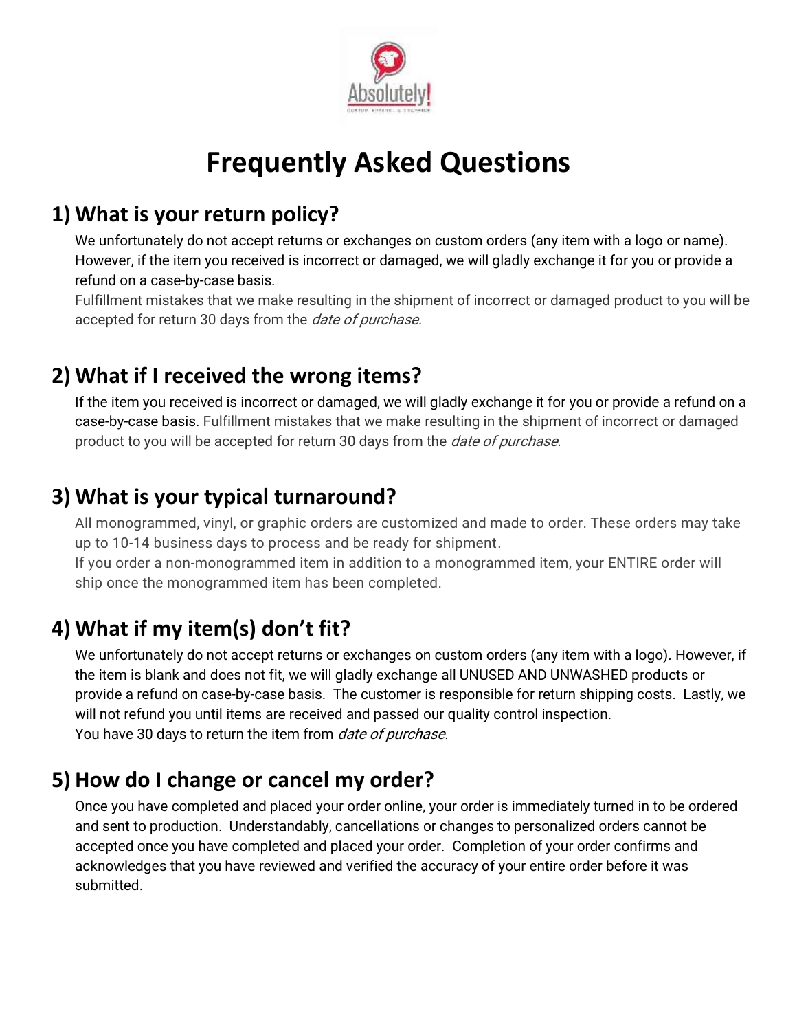# Frequently Asked Questions

## 1) What is your return policy?

We unfortunately do not accept returns or exchanges on custom orders (any item with a logo or name). However, if the item you received is incorrect or damaged, we will gladly exchange it for you or provide a refund on a case-by-case basis.

Fulfillment mistakes that we make resulting in the shipment of incorrect or damaged product to you will be accepted for return 30 days from the *date of purchase*.

## 2) What if I received the wrong items?

If the item you received is incorrect or damaged, we will gladly exchange it for you or provide a refund on a case-by-case basis. Fulfillment mistakes that we make resulting in the shipment of incorrect or damaged product to you will be accepted for return 30 days from the *date of purchase*.

## 3) What is your typical turnaround?

All monogrammed, vinyl, or graphic orders are customized and made to order. These orders may take up to 10-14 business days to process and be ready for shipment.

If you order a non-monogrammed item in addition to a monogrammed item, your ENTIRE order will ship once the monogrammed item has been completed.

## 4) What if my item(s) don't fit?

We unfortunately do not accept returns or exchanges on custom orders (any item with a logo). However, if the item is blank and does not fit, we will gladly exchange all UNUSED AND UNWASHED products or provide a refund on case-by-case basis. The customer is responsible for return shipping costs. Lastly, we will not refund you until items are received and passed our quality control inspection.

You have 30 days to return the item from *date of purchase*.

## 5) How do I change or cancel my order?

Once you have completed and placed your order online, your order is immediately turned in to be ordered and sent to production. Understandably, cancellations or changes to personalized orders cannot be accepted once you have completed and placed your order. Completion of your order confirms and acknowledges that you have reviewed and verified the accuracy of your entire order before it was submitted.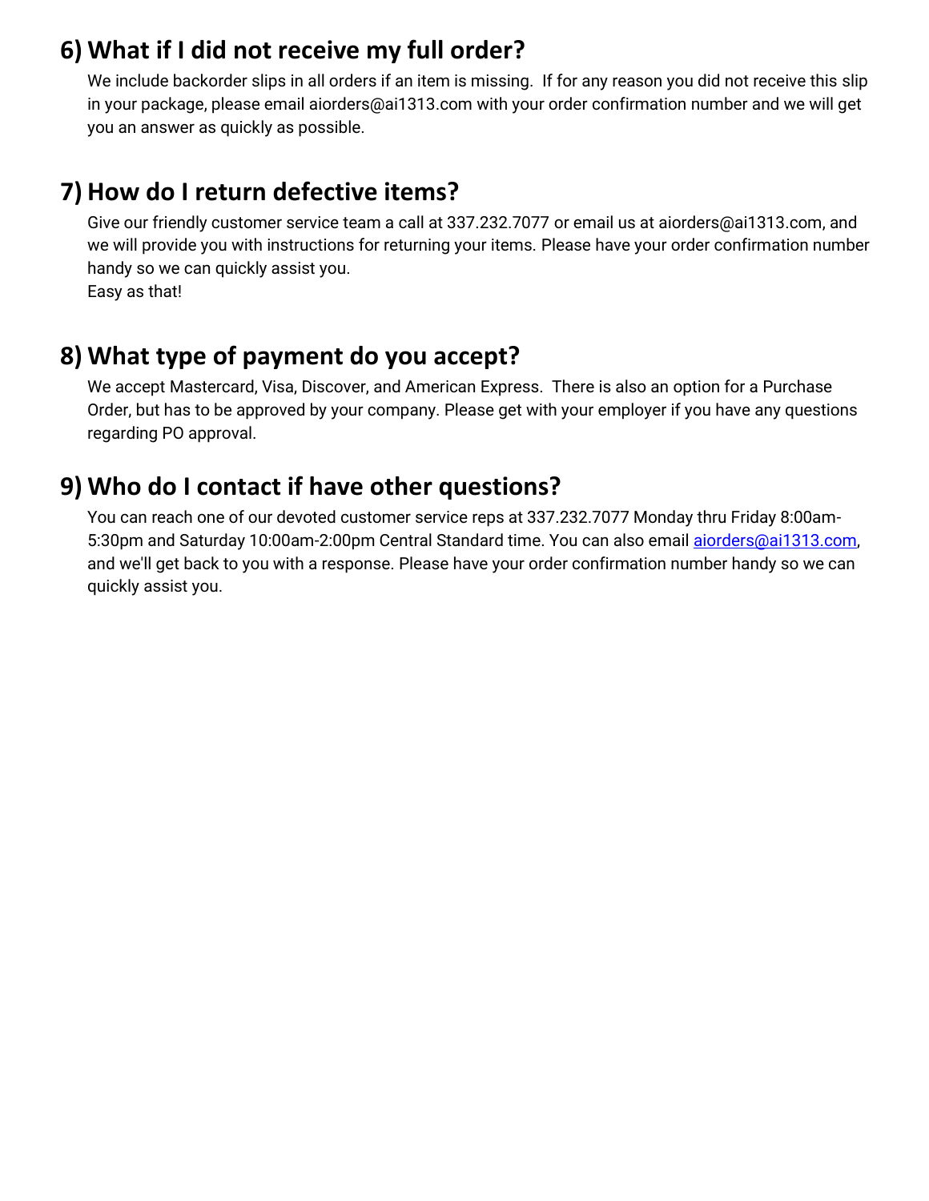## 6) What if I did not receive my full order?

We include backorder slips in all orders if an item is missing. If for any reason you did not receive this slip in your package, please email aiorders@ai1313.com with your order confirmation number and we will get you an answer as quickly as possible.

## 7) How do I return defective items?

Give our friendly customer service team a call at 337.232.7077 or email us at aiorders@ai1313.com, and we will provide you with instructions for returning your items. Please have your order confirmation number handy so we can quickly assist you.
Easy as that!

## 8) What type of payment do you accept?

We accept Mastercard, Visa, Discover, and American Express. There is also an option for a Purchase Order, but has to be approved by your company. Please get with your employer if you have any questions regarding PO approval.

## 9) Who do I contact if have other questions?

You can reach one of our devoted customer service reps at 337.232.7077 Monday thru Friday 8:00am-5:30pm and Saturday 10:00am-2:00pm Central Standard time. You can also email aiorders@ai1313.com, and we'll get back to you with a response. Please have your order confirmation number handy so we can quickly assist you.